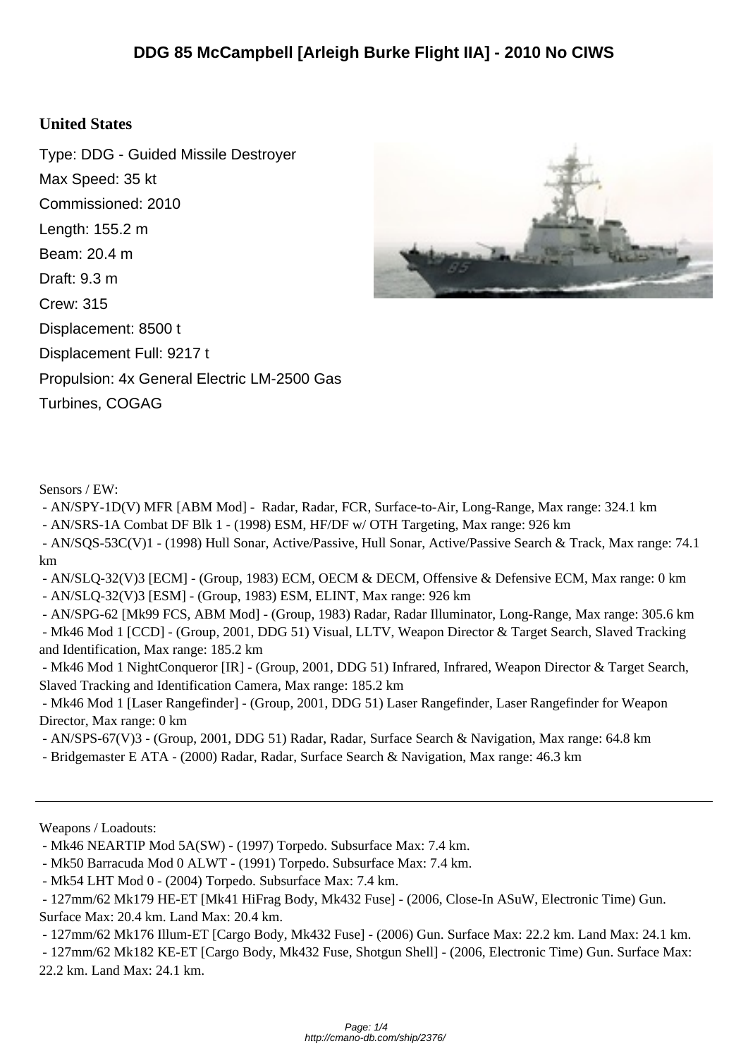# DDG 85 McCampbell [Arleigh Burke Flight IIA] - 2010 No CIWS

**United States**

Type: DDG - Guided Missile Destroyer
Max Speed: 35 kt
Commissioned: 2010
Length: 155.2 m
Beam: 20.4 m
Draft: 9.3 m
Crew: 315
Displacement: 8500 t
Displacement Full: 9217 t
Propulsion: 4x General Electric LM-2500 Gas Turbines, COGAG

Sensors / EW:

- AN/SPY-1D(V) MFR [ABM Mod] - Radar, Radar, FCR, Surface-to-Air, Long-Range, Max range: 324.1 km
- AN/SRS-1A Combat DF Blk 1 - (1998) ESM, HF/DF w/ OTH Targeting, Max range: 926 km
- AN/SQS-53C(V)1 - (1998) Hull Sonar, Active/Passive, Hull Sonar, Active/Passive Search & Track, Max range: 74.1 km
- AN/SLQ-32(V)3 [ECM] - (Group, 1983) ECM, OECM & DECM, Offensive & Defensive ECM, Max range: 0 km
- AN/SLQ-32(V)3 [ESM] - (Group, 1983) ESM, ELINT, Max range: 926 km
- AN/SPG-62 [Mk99 FCS, ABM Mod] - (Group, 1983) Radar, Radar Illuminator, Long-Range, Max range: 305.6 km
- Mk46 Mod 1 [CCD] - (Group, 2001, DDG 51) Visual, LLTV, Weapon Director & Target Search, Slaved Tracking and Identification, Max range: 185.2 km
- Mk46 Mod 1 NightConqueror [IR] - (Group, 2001, DDG 51) Infrared, Infrared, Weapon Director & Target Search, Slaved Tracking and Identification Camera, Max range: 185.2 km
- Mk46 Mod 1 [Laser Rangefinder] - (Group, 2001, DDG 51) Laser Rangefinder, Laser Rangefinder for Weapon Director, Max range: 0 km
- AN/SPS-67(V)3 - (Group, 2001, DDG 51) Radar, Radar, Surface Search & Navigation, Max range: 64.8 km
- Bridgemaster E ATA - (2000) Radar, Radar, Surface Search & Navigation, Max range: 46.3 km

---

Weapons / Loadouts:

- Mk46 NEARTIP Mod 5A(SW) - (1997) Torpedo. Subsurface Max: 7.4 km.
- Mk50 Barracuda Mod 0 ALWT - (1991) Torpedo. Subsurface Max: 7.4 km.
- Mk54 LHT Mod 0 - (2004) Torpedo. Subsurface Max: 7.4 km.
- 127mm/62 Mk179 HE-ET [Mk41 HiFrag Body, Mk432 Fuse] - (2006, Close-In ASuW, Electronic Time) Gun. Surface Max: 20.4 km. Land Max: 20.4 km.
- 127mm/62 Mk176 Illum-ET [Cargo Body, Mk432 Fuse] - (2006) Gun. Surface Max: 22.2 km. Land Max: 24.1 km.
- 127mm/62 Mk182 KE-ET [Cargo Body, Mk432 Fuse, Shotgun Shell] - (2006, Electronic Time) Gun. Surface Max: 22.2 km. Land Max: 24.1 km.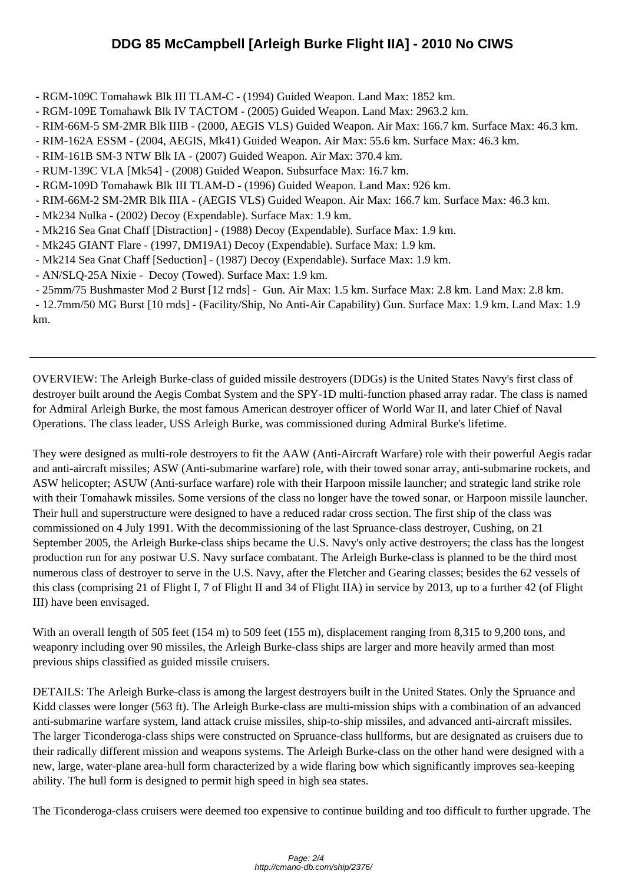- RGM-109C Tomahawk Blk III TLAM-C - (1994) Guided Weapon. Land Max: 1852 km.
- RGM-109E Tomahawk Blk IV TACTOM - (2005) Guided Weapon. Land Max: 2963.2 km.
- RIM-66M-5 SM-2MR Blk IIIB - (2000, AEGIS VLS) Guided Weapon. Air Max: 166.7 km. Surface Max: 46.3 km.
- RIM-162A ESSM - (2004, AEGIS, Mk41) Guided Weapon. Air Max: 55.6 km. Surface Max: 46.3 km.
- RIM-161B SM-3 NTW Blk IA - (2007) Guided Weapon. Air Max: 370.4 km.
- RUM-139C VLA [Mk54] - (2008) Guided Weapon. Subsurface Max: 16.7 km.
- RGM-109D Tomahawk Blk III TLAM-D - (1996) Guided Weapon. Land Max: 926 km.
- RIM-66M-2 SM-2MR Blk IIIA - (AEGIS VLS) Guided Weapon. Air Max: 166.7 km. Surface Max: 46.3 km.
- Mk234 Nulka - (2002) Decoy (Expendable). Surface Max: 1.9 km.
- Mk216 Sea Gnat Chaff [Distraction] - (1988) Decoy (Expendable). Surface Max: 1.9 km.
- Mk245 GIANT Flare - (1997, DM19A1) Decoy (Expendable). Surface Max: 1.9 km.
- Mk214 Sea Gnat Chaff [Seduction] - (1987) Decoy (Expendable). Surface Max: 1.9 km.
- AN/SLQ-25A Nixie - Decoy (Towed). Surface Max: 1.9 km.
- 25mm/75 Bushmaster Mod 2 Burst [12 rnds] - Gun. Air Max: 1.5 km. Surface Max: 2.8 km. Land Max: 2.8 km.
- 12.7mm/50 MG Burst [10 rnds] - (Facility/Ship, No Anti-Air Capability) Gun. Surface Max: 1.9 km. Land Max: 1.9 km.

---

OVERVIEW: The Arleigh Burke-class of guided missile destroyers (DDGs) is the United States Navy's first class of destroyer built around the Aegis Combat System and the SPY-1D multi-function phased array radar. The class is named for Admiral Arleigh Burke, the most famous American destroyer officer of World War II, and later Chief of Naval Operations. The class leader, USS Arleigh Burke, was commissioned during Admiral Burke's lifetime.

They were designed as multi-role destroyers to fit the AAW (Anti-Aircraft Warfare) role with their powerful Aegis radar and anti-aircraft missiles; ASW (Anti-submarine warfare) role, with their towed sonar array, anti-submarine rockets, and ASW helicopter; ASUW (Anti-surface warfare) role with their Harpoon missile launcher; and strategic land strike role with their Tomahawk missiles. Some versions of the class no longer have the towed sonar, or Harpoon missile launcher. Their hull and superstructure were designed to have a reduced radar cross section. The first ship of the class was commissioned on 4 July 1991. With the decommissioning of the last Spruance-class destroyer, Cushing, on 21 September 2005, the Arleigh Burke-class ships became the U.S. Navy's only active destroyers; the class has the longest production run for any postwar U.S. Navy surface combatant. The Arleigh Burke-class is planned to be the third most numerous class of destroyer to serve in the U.S. Navy, after the Fletcher and Gearing classes; besides the 62 vessels of this class (comprising 21 of Flight I, 7 of Flight II and 34 of Flight IIA) in service by 2013, up to a further 42 (of Flight III) have been envisaged.

With an overall length of 505 feet (154 m) to 509 feet (155 m), displacement ranging from 8,315 to 9,200 tons, and weaponry including over 90 missiles, the Arleigh Burke-class ships are larger and more heavily armed than most previous ships classified as guided missile cruisers.

DETAILS: The Arleigh Burke-class is among the largest destroyers built in the United States. Only the Spruance and Kidd classes were longer (563 ft). The Arleigh Burke-class are multi-mission ships with a combination of an advanced anti-submarine warfare system, land attack cruise missiles, ship-to-ship missiles, and advanced anti-aircraft missiles. The larger Ticonderoga-class ships were constructed on Spruance-class hullforms, but are designated as cruisers due to their radically different mission and weapons systems. The Arleigh Burke-class on the other hand were designed with a new, large, water-plane area-hull form characterized by a wide flaring bow which significantly improves sea-keeping ability. The hull form is designed to permit high speed in high sea states.

The Ticonderoga-class cruisers were deemed too expensive to continue building and too difficult to further upgrade. The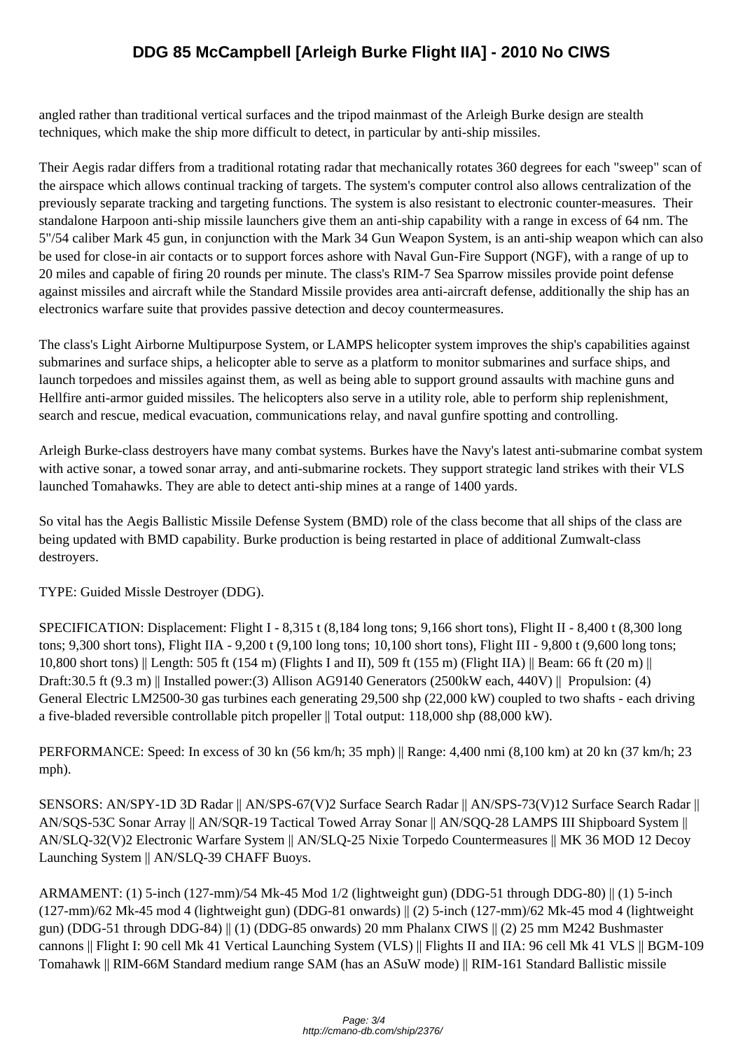angled rather than traditional vertical surfaces and the tripod mainmast of the Arleigh Burke design are stealth techniques, which make the ship more difficult to detect, in particular by anti-ship missiles.

Their Aegis radar differs from a traditional rotating radar that mechanically rotates 360 degrees for each "sweep" scan of the airspace which allows continual tracking of targets. The system's computer control also allows centralization of the previously separate tracking and targeting functions. The system is also resistant to electronic counter-measures. Their standalone Harpoon anti-ship missile launchers give them an anti-ship capability with a range in excess of 64 nm. The 5"/54 caliber Mark 45 gun, in conjunction with the Mark 34 Gun Weapon System, is an anti-ship weapon which can also be used for close-in air contacts or to support forces ashore with Naval Gun-Fire Support (NGF), with a range of up to 20 miles and capable of firing 20 rounds per minute. The class's RIM-7 Sea Sparrow missiles provide point defense against missiles and aircraft while the Standard Missile provides area anti-aircraft defense, additionally the ship has an electronics warfare suite that provides passive detection and decoy countermeasures.

The class's Light Airborne Multipurpose System, or LAMPS helicopter system improves the ship's capabilities against submarines and surface ships, a helicopter able to serve as a platform to monitor submarines and surface ships, and launch torpedoes and missiles against them, as well as being able to support ground assaults with machine guns and Hellfire anti-armor guided missiles. The helicopters also serve in a utility role, able to perform ship replenishment, search and rescue, medical evacuation, communications relay, and naval gunfire spotting and controlling.

Arleigh Burke-class destroyers have many combat systems. Burkes have the Navy's latest anti-submarine combat system with active sonar, a towed sonar array, and anti-submarine rockets. They support strategic land strikes with their VLS launched Tomahawks. They are able to detect anti-ship mines at a range of 1400 yards.

So vital has the Aegis Ballistic Missile Defense System (BMD) role of the class become that all ships of the class are being updated with BMD capability. Burke production is being restarted in place of additional Zumwalt-class destroyers.

TYPE: Guided Missle Destroyer (DDG).

SPECIFICATION: Displacement: Flight I - 8,315 t (8,184 long tons; 9,166 short tons), Flight II - 8,400 t (8,300 long tons; 9,300 short tons), Flight IIA - 9,200 t (9,100 long tons; 10,100 short tons), Flight III - 9,800 t (9,600 long tons; 10,800 short tons) || Length: 505 ft (154 m) (Flights I and II), 509 ft (155 m) (Flight IIA) || Beam: 66 ft (20 m) || Draft:30.5 ft (9.3 m) || Installed power:(3) Allison AG9140 Generators (2500kW each, 440V) || Propulsion: (4) General Electric LM2500-30 gas turbines each generating 29,500 shp (22,000 kW) coupled to two shafts - each driving a five-bladed reversible controllable pitch propeller || Total output: 118,000 shp (88,000 kW).

PERFORMANCE: Speed: In excess of 30 kn (56 km/h; 35 mph) || Range: 4,400 nmi (8,100 km) at 20 kn (37 km/h; 23 mph).

SENSORS: AN/SPY-1D 3D Radar || AN/SPS-67(V)2 Surface Search Radar || AN/SPS-73(V)12 Surface Search Radar || AN/SQS-53C Sonar Array || AN/SQR-19 Tactical Towed Array Sonar || AN/SQQ-28 LAMPS III Shipboard System || AN/SLQ-32(V)2 Electronic Warfare System || AN/SLQ-25 Nixie Torpedo Countermeasures || MK 36 MOD 12 Decoy Launching System || AN/SLQ-39 CHAFF Buoys.

ARMAMENT: (1) 5-inch (127-mm)/54 Mk-45 Mod 1/2 (lightweight gun) (DDG-51 through DDG-80) || (1) 5-inch (127-mm)/62 Mk-45 mod 4 (lightweight gun) (DDG-81 onwards) || (2) 5-inch (127-mm)/62 Mk-45 mod 4 (lightweight gun) (DDG-51 through DDG-84) || (1) (DDG-85 onwards) 20 mm Phalanx CIWS || (2) 25 mm M242 Bushmaster cannons || Flight I: 90 cell Mk 41 Vertical Launching System (VLS) || Flights II and IIA: 96 cell Mk 41 VLS || BGM-109 Tomahawk || RIM-66M Standard medium range SAM (has an ASuW mode) || RIM-161 Standard Ballistic missile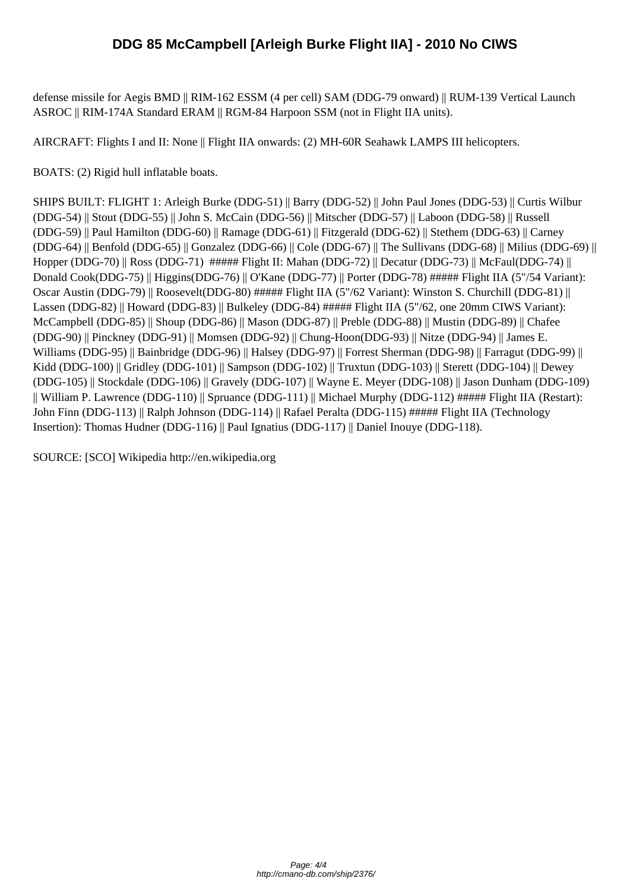defense missile for Aegis BMD || RIM-162 ESSM (4 per cell) SAM (DDG-79 onward) || RUM-139 Vertical Launch ASROC || RIM-174A Standard ERAM || RGM-84 Harpoon SSM (not in Flight IIA units).

AIRCRAFT: Flights I and II: None || Flight IIA onwards: (2) MH-60R Seahawk LAMPS III helicopters.

BOATS: (2) Rigid hull inflatable boats.

SHIPS BUILT: FLIGHT 1: Arleigh Burke (DDG-51) || Barry (DDG-52) || John Paul Jones (DDG-53) || Curtis Wilbur (DDG-54) || Stout (DDG-55) || John S. McCain (DDG-56) || Mitscher (DDG-57) || Laboon (DDG-58) || Russell (DDG-59) || Paul Hamilton (DDG-60) || Ramage (DDG-61) || Fitzgerald (DDG-62) || Stethem (DDG-63) || Carney (DDG-64) || Benfold (DDG-65) || Gonzalez (DDG-66) || Cole (DDG-67) || The Sullivans (DDG-68) || Milius (DDG-69) || Hopper (DDG-70) || Ross (DDG-71) ##### Flight II: Mahan (DDG-72) || Decatur (DDG-73) || McFaul(DDG-74) || Donald Cook(DDG-75) || Higgins(DDG-76) || O'Kane (DDG-77) || Porter (DDG-78) ##### Flight IIA (5"/54 Variant): Oscar Austin (DDG-79) || Roosevelt(DDG-80) ##### Flight IIA (5"/62 Variant): Winston S. Churchill (DDG-81) || Lassen (DDG-82) || Howard (DDG-83) || Bulkeley (DDG-84) ##### Flight IIA (5"/62, one 20mm CIWS Variant): McCampbell (DDG-85) || Shoup (DDG-86) || Mason (DDG-87) || Preble (DDG-88) || Mustin (DDG-89) || Chafee (DDG-90) || Pinckney (DDG-91) || Momsen (DDG-92) || Chung-Hoon(DDG-93) || Nitze (DDG-94) || James E. Williams (DDG-95) || Bainbridge (DDG-96) || Halsey (DDG-97) || Forrest Sherman (DDG-98) || Farragut (DDG-99) || Kidd (DDG-100) || Gridley (DDG-101) || Sampson (DDG-102) || Truxtun (DDG-103) || Sterett (DDG-104) || Dewey (DDG-105) || Stockdale (DDG-106) || Gravely (DDG-107) || Wayne E. Meyer (DDG-108) || Jason Dunham (DDG-109) || William P. Lawrence (DDG-110) || Spruance (DDG-111) || Michael Murphy (DDG-112) ##### Flight IIA (Restart): John Finn (DDG-113) || Ralph Johnson (DDG-114) || Rafael Peralta (DDG-115) ##### Flight IIA (Technology Insertion): Thomas Hudner (DDG-116) || Paul Ignatius (DDG-117) || Daniel Inouye (DDG-118).

SOURCE: [SCO] Wikipedia http://en.wikipedia.org